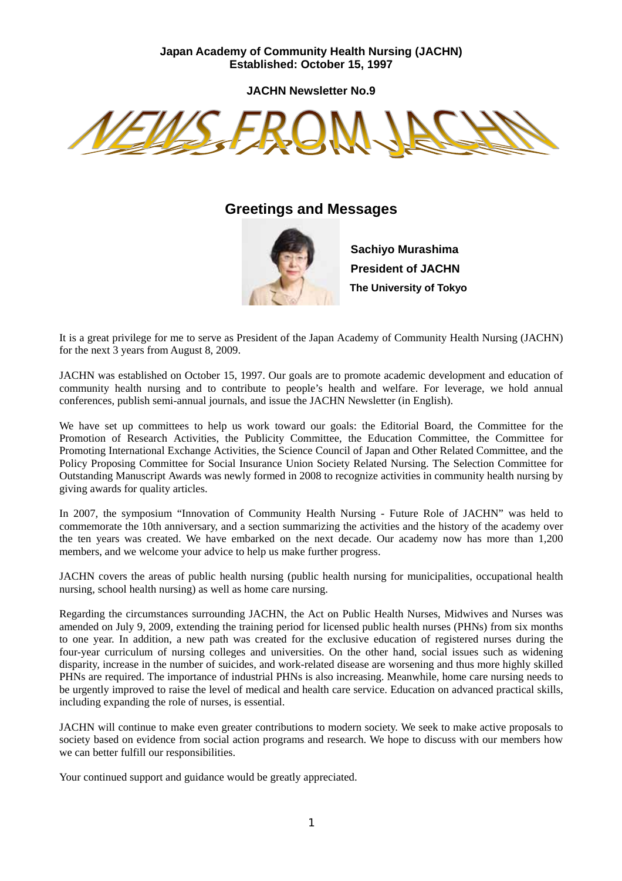**Japan Academy of Community Health Nursing (JACHN)**
**Established: October 15, 1997**

**JACHN Newsletter No.9**

# NEWS FROM JACHN

## Greetings and Messages

**Sachiyo Murashima**
**President of JACHN**
**The University of Tokyo**

It is a great privilege for me to serve as President of the Japan Academy of Community Health Nursing (JACHN) for the next 3 years from August 8, 2009.

JACHN was established on October 15, 1997. Our goals are to promote academic development and education of community health nursing and to contribute to people's health and welfare. For leverage, we hold annual conferences, publish semi-annual journals, and issue the JACHN Newsletter (in English).

We have set up committees to help us work toward our goals: the Editorial Board, the Committee for the Promotion of Research Activities, the Publicity Committee, the Education Committee, the Committee for Promoting International Exchange Activities, the Science Council of Japan and Other Related Committee, and the Policy Proposing Committee for Social Insurance Union Society Related Nursing. The Selection Committee for Outstanding Manuscript Awards was newly formed in 2008 to recognize activities in community health nursing by giving awards for quality articles.

In 2007, the symposium "Innovation of Community Health Nursing - Future Role of JACHN" was held to commemorate the 10th anniversary, and a section summarizing the activities and the history of the academy over the ten years was created. We have embarked on the next decade. Our academy now has more than 1,200 members, and we welcome your advice to help us make further progress.

JACHN covers the areas of public health nursing (public health nursing for municipalities, occupational health nursing, school health nursing) as well as home care nursing.

Regarding the circumstances surrounding JACHN, the Act on Public Health Nurses, Midwives and Nurses was amended on July 9, 2009, extending the training period for licensed public health nurses (PHNs) from six months to one year. In addition, a new path was created for the exclusive education of registered nurses during the four-year curriculum of nursing colleges and universities. On the other hand, social issues such as widening disparity, increase in the number of suicides, and work-related disease are worsening and thus more highly skilled PHNs are required. The importance of industrial PHNs is also increasing. Meanwhile, home care nursing needs to be urgently improved to raise the level of medical and health care service. Education on advanced practical skills, including expanding the role of nurses, is essential.

JACHN will continue to make even greater contributions to modern society. We seek to make active proposals to society based on evidence from social action programs and research. We hope to discuss with our members how we can better fulfill our responsibilities.

Your continued support and guidance would be greatly appreciated.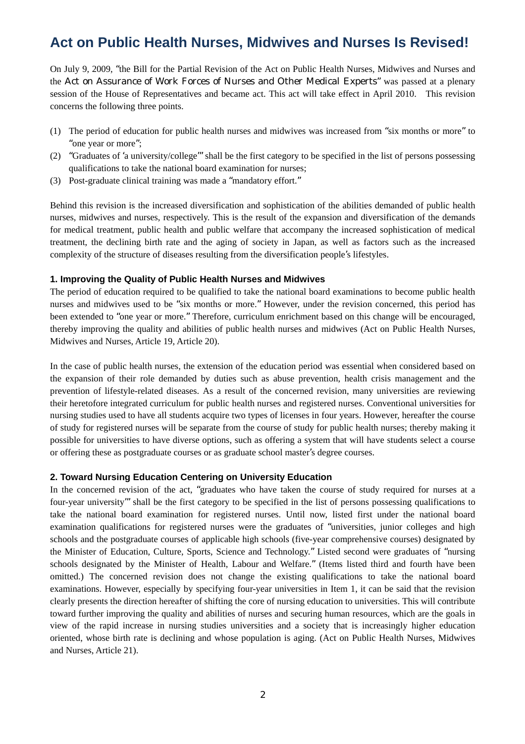# Act on Public Health Nurses, Midwives and Nurses Is Revised!

On July 9, 2009, "the Bill for the Partial Revision of the Act on Public Health Nurses, Midwives and Nurses and the Act on Assurance of Work Forces of Nurses and Other Medical Experts" was passed at a plenary session of the House of Representatives and became act. This act will take effect in April 2010. This revision concerns the following three points.

(1) The period of education for public health nurses and midwives was increased from "six months or more" to "one year or more";
(2) "Graduates of 'a university/college'" shall be the first category to be specified in the list of persons possessing qualifications to take the national board examination for nurses;
(3) Post-graduate clinical training was made a "mandatory effort."

Behind this revision is the increased diversification and sophistication of the abilities demanded of public health nurses, midwives and nurses, respectively. This is the result of the expansion and diversification of the demands for medical treatment, public health and public welfare that accompany the increased sophistication of medical treatment, the declining birth rate and the aging of society in Japan, as well as factors such as the increased complexity of the structure of diseases resulting from the diversification people's lifestyles.

### 1. Improving the Quality of Public Health Nurses and Midwives

The period of education required to be qualified to take the national board examinations to become public health nurses and midwives used to be "six months or more." However, under the revision concerned, this period has been extended to "one year or more." Therefore, curriculum enrichment based on this change will be encouraged, thereby improving the quality and abilities of public health nurses and midwives (Act on Public Health Nurses, Midwives and Nurses, Article 19, Article 20).

In the case of public health nurses, the extension of the education period was essential when considered based on the expansion of their role demanded by duties such as abuse prevention, health crisis management and the prevention of lifestyle-related diseases. As a result of the concerned revision, many universities are reviewing their heretofore integrated curriculum for public health nurses and registered nurses. Conventional universities for nursing studies used to have all students acquire two types of licenses in four years. However, hereafter the course of study for registered nurses will be separate from the course of study for public health nurses; thereby making it possible for universities to have diverse options, such as offering a system that will have students select a course or offering these as postgraduate courses or as graduate school master's degree courses.

### 2. Toward Nursing Education Centering on University Education

In the concerned revision of the act, "graduates who have taken the course of study required for nurses at a four-year university'" shall be the first category to be specified in the list of persons possessing qualifications to take the national board examination for registered nurses. Until now, listed first under the national board examination qualifications for registered nurses were the graduates of "universities, junior colleges and high schools and the postgraduate courses of applicable high schools (five-year comprehensive courses) designated by the Minister of Education, Culture, Sports, Science and Technology." Listed second were graduates of "nursing schools designated by the Minister of Health, Labour and Welfare." (Items listed third and fourth have been omitted.) The concerned revision does not change the existing qualifications to take the national board examinations. However, especially by specifying four-year universities in Item 1, it can be said that the revision clearly presents the direction hereafter of shifting the core of nursing education to universities. This will contribute toward further improving the quality and abilities of nurses and securing human resources, which are the goals in view of the rapid increase in nursing studies universities and a society that is increasingly higher education oriented, whose birth rate is declining and whose population is aging. (Act on Public Health Nurses, Midwives and Nurses, Article 21).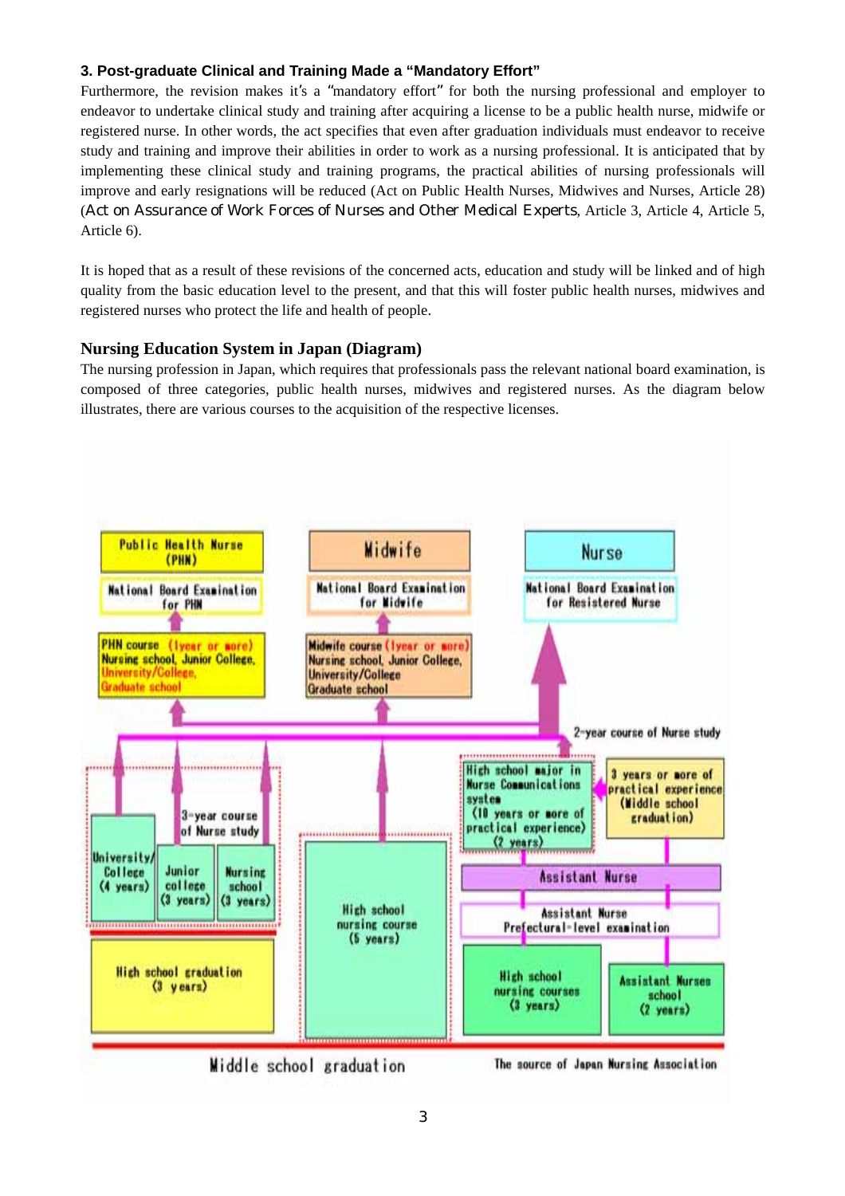### 3. Post-graduate Clinical and Training Made a "Mandatory Effort"

Furthermore, the revision makes it's a "mandatory effort" for both the nursing professional and employer to endeavor to undertake clinical study and training after acquiring a license to be a public health nurse, midwife or registered nurse. In other words, the act specifies that even after graduation individuals must endeavor to receive study and training and improve their abilities in order to work as a nursing professional. It is anticipated that by implementing these clinical study and training programs, the practical abilities of nursing professionals will improve and early resignations will be reduced (Act on Public Health Nurses, Midwives and Nurses, Article 28) (Act on Assurance of Work Forces of Nurses and Other Medical Experts, Article 3, Article 4, Article 5, Article 6).

It is hoped that as a result of these revisions of the concerned acts, education and study will be linked and of high quality from the basic education level to the present, and that this will foster public health nurses, midwives and registered nurses who protect the life and health of people.

### Nursing Education System in Japan (Diagram)

The nursing profession in Japan, which requires that professionals pass the relevant national board examination, is composed of three categories, public health nurses, midwives and registered nurses. As the diagram below illustrates, there are various courses to the acquisition of the respective licenses.

Public Health Nurse (PHN)

National Board Examination for PHN

PHN course (1year or more)
Nursing school, Junior College, University/College, Graduate school

Midwife

National Board Examination for Midwife

Midwife course (1year or more)
Nursing school, Junior College, University/College, Graduate school

Nurse

National Board Examination for Resistered Nurse

2-year course of Nurse study

University/College (4 years)

Junior college (3 years)

Nursing school (3 years)

3-year course of Nurse study

High school graduation (3 years)

High school nursing course (5 years)

High school major in Nurse Communications system (10 years or more of practical experience) (2 years)

3 years or more of practical experience (Middle school graduation)

Assistant Nurse

Assistant Nurse Prefectural-level examination

High school nursing courses (3 years)

Assistant Nurses school (2 years)

Middle school graduation

The source of Japan Nursing Association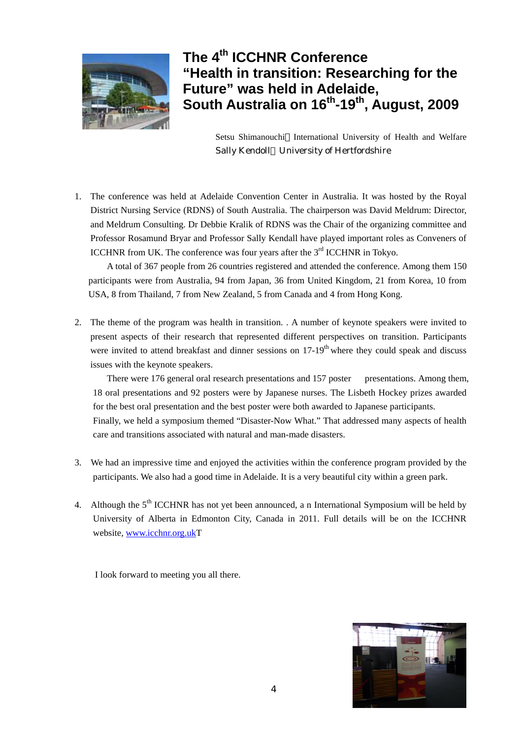# The 4th ICCHNR Conference "Health in transition: Researching for the Future" was held in Adelaide, South Australia on 16th-19th, August, 2009

Setsu Shimanouchi　International University of Health and Welfare
Sally Kendoll　University of Hertfordshire

1. The conference was held at Adelaide Convention Center in Australia. It was hosted by the Royal District Nursing Service (RDNS) of South Australia. The chairperson was David Meldrum: Director, and Meldrum Consulting. Dr Debbie Kralik of RDNS was the Chair of the organizing committee and Professor Rosamund Bryar and Professor Sally Kendall have played important roles as Conveners of ICCHNR from UK. The conference was four years after the 3rd ICCHNR in Tokyo.

   A total of 367 people from 26 countries registered and attended the conference. Among them 150 participants were from Australia, 94 from Japan, 36 from United Kingdom, 21 from Korea, 10 from USA, 8 from Thailand, 7 from New Zealand, 5 from Canada and 4 from Hong Kong.

2. The theme of the program was health in transition. . A number of keynote speakers were invited to present aspects of their research that represented different perspectives on transition. Participants were invited to attend breakfast and dinner sessions on 17-19th where they could speak and discuss issues with the keynote speakers.

   There were 176 general oral research presentations and 157 poster presentations. Among them, 18 oral presentations and 92 posters were by Japanese nurses. The Lisbeth Hockey prizes awarded for the best oral presentation and the best poster were both awarded to Japanese participants.
   Finally, we held a symposium themed "Disaster-Now What." That addressed many aspects of health care and transitions associated with natural and man-made disasters.

3. We had an impressive time and enjoyed the activities within the conference program provided by the participants. We also had a good time in Adelaide. It is a very beautiful city within a green park.

4. Although the 5th ICCHNR has not yet been announced, a n International Symposium will be held by University of Alberta in Edmonton City, Canada in 2011. Full details will be on the ICCHNR website, [www.icchnr.org.uk](http://www.icchnr.org.uk)T

I look forward to meeting you all there.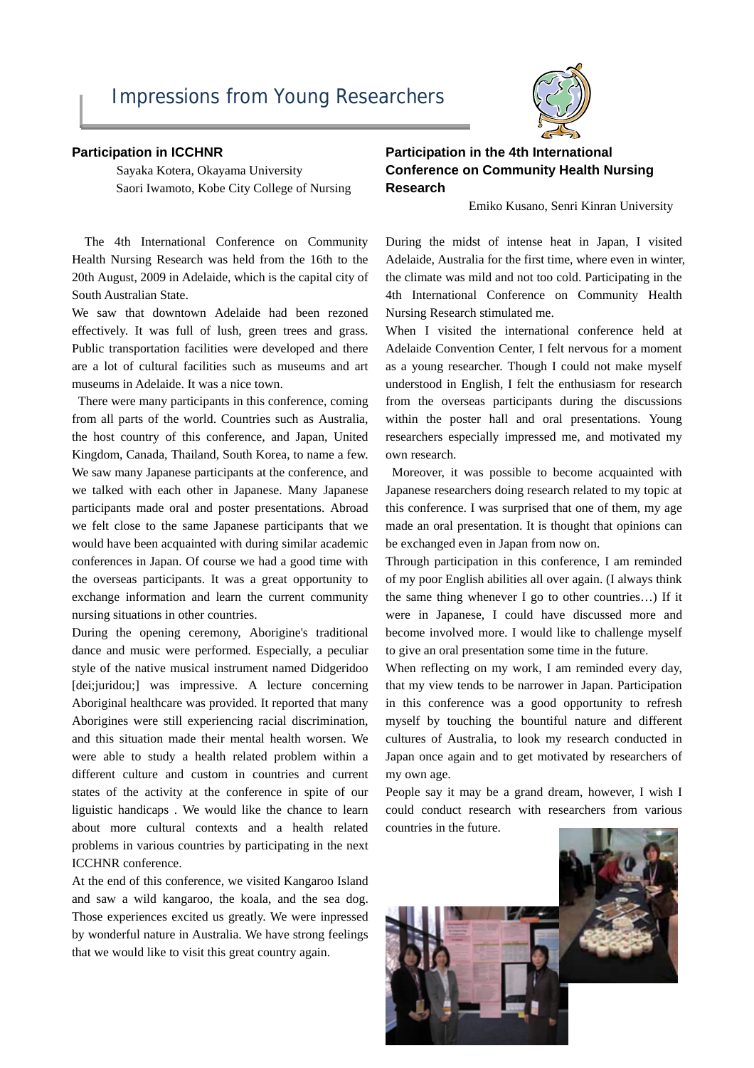# Impressions from Young Researchers

## Participation in ICCHNR

Sayaka Kotera, Okayama University
Saori Iwamoto, Kobe City College of Nursing

The 4th International Conference on Community Health Nursing Research was held from the 16th to the 20th August, 2009 in Adelaide, which is the capital city of South Australian State.

We saw that downtown Adelaide had been rezoned effectively. It was full of lush, green trees and grass. Public transportation facilities were developed and there are a lot of cultural facilities such as museums and art museums in Adelaide. It was a nice town.

There were many participants in this conference, coming from all parts of the world. Countries such as Australia, the host country of this conference, and Japan, United Kingdom, Canada, Thailand, South Korea, to name a few. We saw many Japanese participants at the conference, and we talked with each other in Japanese. Many Japanese participants made oral and poster presentations. Abroad we felt close to the same Japanese participants that we would have been acquainted with during similar academic conferences in Japan. Of course we had a good time with the overseas participants. It was a great opportunity to exchange information and learn the current community nursing situations in other countries.

During the opening ceremony, Aborigine's traditional dance and music were performed. Especially, a peculiar style of the native musical instrument named Didgeridoo [dei;juridou;] was impressive. A lecture concerning Aboriginal healthcare was provided. It reported that many Aborigines were still experiencing racial discrimination, and this situation made their mental health worsen. We were able to study a health related problem within a different culture and custom in countries and current states of the activity at the conference in spite of our liguistic handicaps . We would like the chance to learn about more cultural contexts and a health related problems in various countries by participating in the next ICCHNR conference.

At the end of this conference, we visited Kangaroo Island and saw a wild kangaroo, the koala, and the sea dog. Those experiences excited us greatly. We were inpressed by wonderful nature in Australia. We have strong feelings that we would like to visit this great country again.

## Participation in the 4th International Conference on Community Health Nursing Research

Emiko Kusano, Senri Kinran University

During the midst of intense heat in Japan, I visited Adelaide, Australia for the first time, where even in winter, the climate was mild and not too cold. Participating in the 4th International Conference on Community Health Nursing Research stimulated me.

When I visited the international conference held at Adelaide Convention Center, I felt nervous for a moment as a young researcher. Though I could not make myself understood in English, I felt the enthusiasm for research from the overseas participants during the discussions within the poster hall and oral presentations. Young researchers especially impressed me, and motivated my own research.

Moreover, it was possible to become acquainted with Japanese researchers doing research related to my topic at this conference. I was surprised that one of them, my age made an oral presentation. It is thought that opinions can be exchanged even in Japan from now on.

Through participation in this conference, I am reminded of my poor English abilities all over again. (I always think the same thing whenever I go to other countries…) If it were in Japanese, I could have discussed more and become involved more. I would like to challenge myself to give an oral presentation some time in the future.

When reflecting on my work, I am reminded every day, that my view tends to be narrower in Japan. Participation in this conference was a good opportunity to refresh myself by touching the bountiful nature and different cultures of Australia, to look my research conducted in Japan once again and to get motivated by researchers of my own age.

People say it may be a grand dream, however, I wish I could conduct research with researchers from various countries in the future.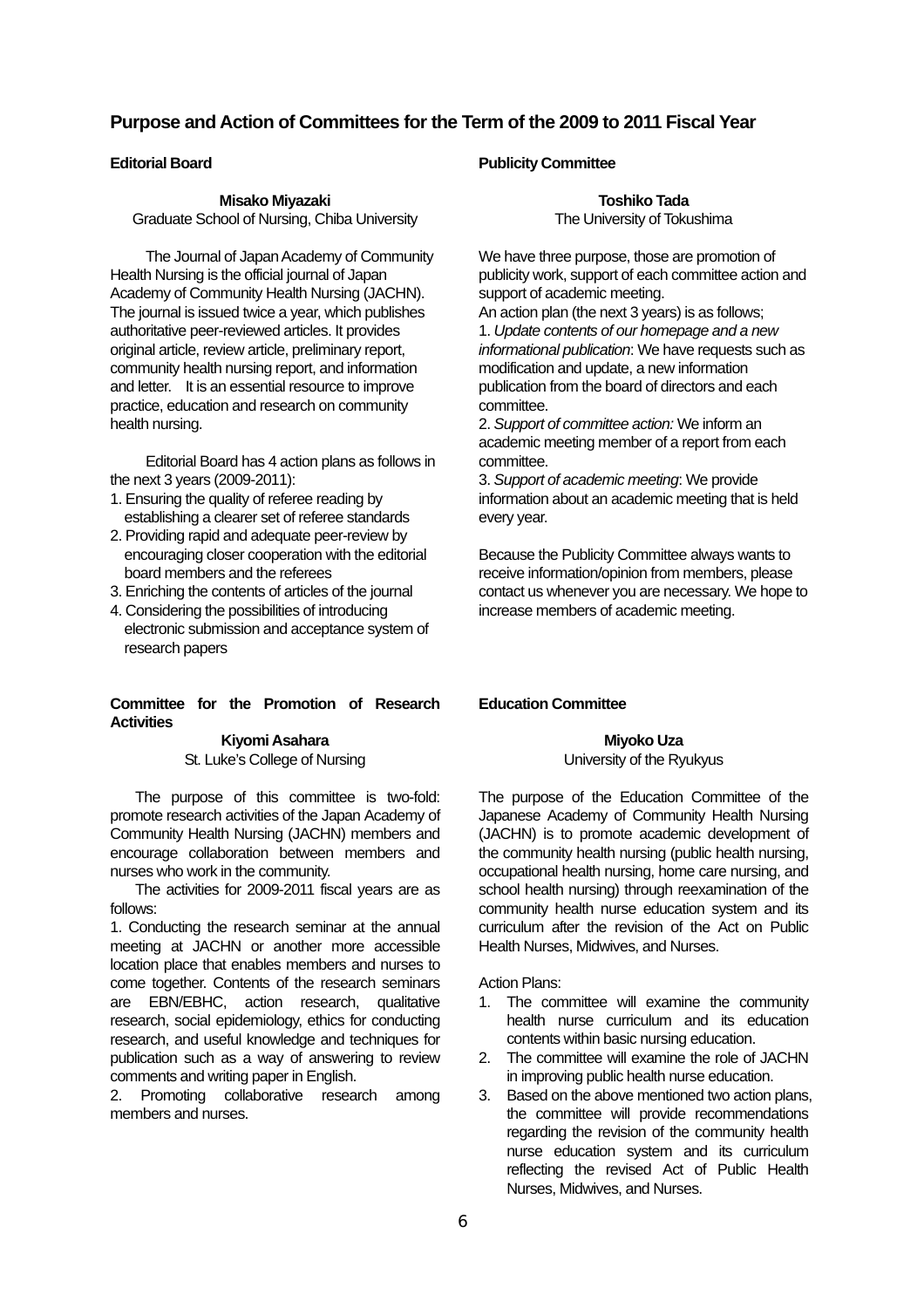# Purpose and Action of Committees for the Term of the 2009 to 2011 Fiscal Year

## Editorial Board

**Misako Miyazaki**
Graduate School of Nursing, Chiba University

The Journal of Japan Academy of Community Health Nursing is the official journal of Japan Academy of Community Health Nursing (JACHN). The journal is issued twice a year, which publishes authoritative peer-reviewed articles. It provides original article, review article, preliminary report, community health nursing report, and information and letter. It is an essential resource to improve practice, education and research on community health nursing.

Editorial Board has 4 action plans as follows in the next 3 years (2009-2011):

1. Ensuring the quality of referee reading by establishing a clearer set of referee standards
2. Providing rapid and adequate peer-review by encouraging closer cooperation with the editorial board members and the referees
3. Enriching the contents of articles of the journal
4. Considering the possibilities of introducing electronic submission and acceptance system of research papers

## Committee for the Promotion of Research Activities

**Kiyomi Asahara**
St. Luke's College of Nursing

The purpose of this committee is two-fold: promote research activities of the Japan Academy of Community Health Nursing (JACHN) members and encourage collaboration between members and nurses who work in the community.

The activities for 2009-2011 fiscal years are as follows:

1. Conducting the research seminar at the annual meeting at JACHN or another more accessible location place that enables members and nurses to come together. Contents of the research seminars are EBN/EBHC, action research, qualitative research, social epidemiology, ethics for conducting research, and useful knowledge and techniques for publication such as a way of answering to review comments and writing paper in English.
2. Promoting collaborative research among members and nurses.

## Publicity Committee

**Toshiko Tada**
The University of Tokushima

We have three purpose, those are promotion of publicity work, support of each committee action and support of academic meeting.

An action plan (the next 3 years) is as follows;

1. *Update contents of our homepage and a new informational publication*: We have requests such as modification and update, a new information publication from the board of directors and each committee.
2. *Support of committee action:* We inform an academic meeting member of a report from each committee.
3. *Support of academic meeting*: We provide information about an academic meeting that is held every year.

Because the Publicity Committee always wants to receive information/opinion from members, please contact us whenever you are necessary. We hope to increase members of academic meeting.

## Education Committee

**Miyoko Uza**
University of the Ryukyus

The purpose of the Education Committee of the Japanese Academy of Community Health Nursing (JACHN) is to promote academic development of the community health nursing (public health nursing, occupational health nursing, home care nursing, and school health nursing) through reexamination of the community health nurse education system and its curriculum after the revision of the Act on Public Health Nurses, Midwives, and Nurses.

Action Plans:

1. The committee will examine the community health nurse curriculum and its education contents within basic nursing education.
2. The committee will examine the role of JACHN in improving public health nurse education.
3. Based on the above mentioned two action plans, the committee will provide recommendations regarding the revision of the community health nurse education system and its curriculum reflecting the revised Act of Public Health Nurses, Midwives, and Nurses.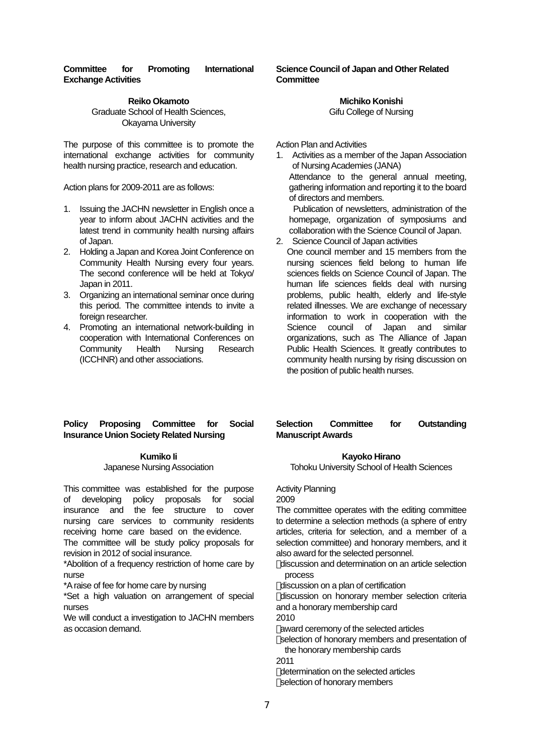## Committee for Promoting International Exchange Activities

**Reiko Okamoto**
Graduate School of Health Sciences, Okayama University

The purpose of this committee is to promote the international exchange activities for community health nursing practice, research and education.

Action plans for 2009-2011 are as follows:

1. Issuing the JACHN newsletter in English once a year to inform about JACHN activities and the latest trend in community health nursing affairs of Japan.
2. Holding a Japan and Korea Joint Conference on Community Health Nursing every four years. The second conference will be held at Tokyo/ Japan in 2011.
3. Organizing an international seminar once during this period. The committee intends to invite a foreign researcher.
4. Promoting an international network-building in cooperation with International Conferences on Community Health Nursing Research (ICCHNR) and other associations.

## Science Council of Japan and Other Related Committee

**Michiko Konishi**
Gifu College of Nursing

Action Plan and Activities

1. Activities as a member of the Japan Association of Nursing Academies (JANA)
   Attendance to the general annual meeting, gathering information and reporting it to the board of directors and members.
   Publication of newsletters, administration of the homepage, organization of symposiums and collaboration with the Science Council of Japan.
2. Science Council of Japan activities
   One council member and 15 members from the nursing sciences field belong to human life sciences fields on Science Council of Japan. The human life sciences fields deal with nursing problems, public health, elderly and life-style related illnesses. We are exchange of necessary information to work in cooperation with the Science council of Japan and similar organizations, such as The Alliance of Japan Public Health Sciences. It greatly contributes to community health nursing by rising discussion on the position of public health nurses.

## Policy Proposing Committee for Social Insurance Union Society Related Nursing

**Kumiko Ii**
Japanese Nursing Association

This committee was established for the purpose of developing policy proposals for social insurance and the fee structure to cover nursing care services to community residents receiving home care based on the evidence.
The committee will be study policy proposals for revision in 2012 of social insurance.
*Abolition of a frequency restriction of home care by nurse
*A raise of fee for home care by nursing
*Set a high valuation on arrangement of special nurses
We will conduct a investigation to JACHN members as occasion demand.

## Selection Committee for Outstanding Manuscript Awards

**Kayoko Hirano**
Tohoku University School of Health Sciences

Activity Planning

2009

The committee operates with the editing committee to determine a selection methods (a sphere of entry articles, criteria for selection, and a member of a selection committee) and honorary members, and it also award for the selected personnel.

- discussion and determination on an article selection process
- discussion on a plan of certification
- discussion on honorary member selection criteria and a honorary membership card

2010

- award ceremony of the selected articles
- selection of honorary members and presentation of the honorary membership cards

2011

- determination on the selected articles
- selection of honorary members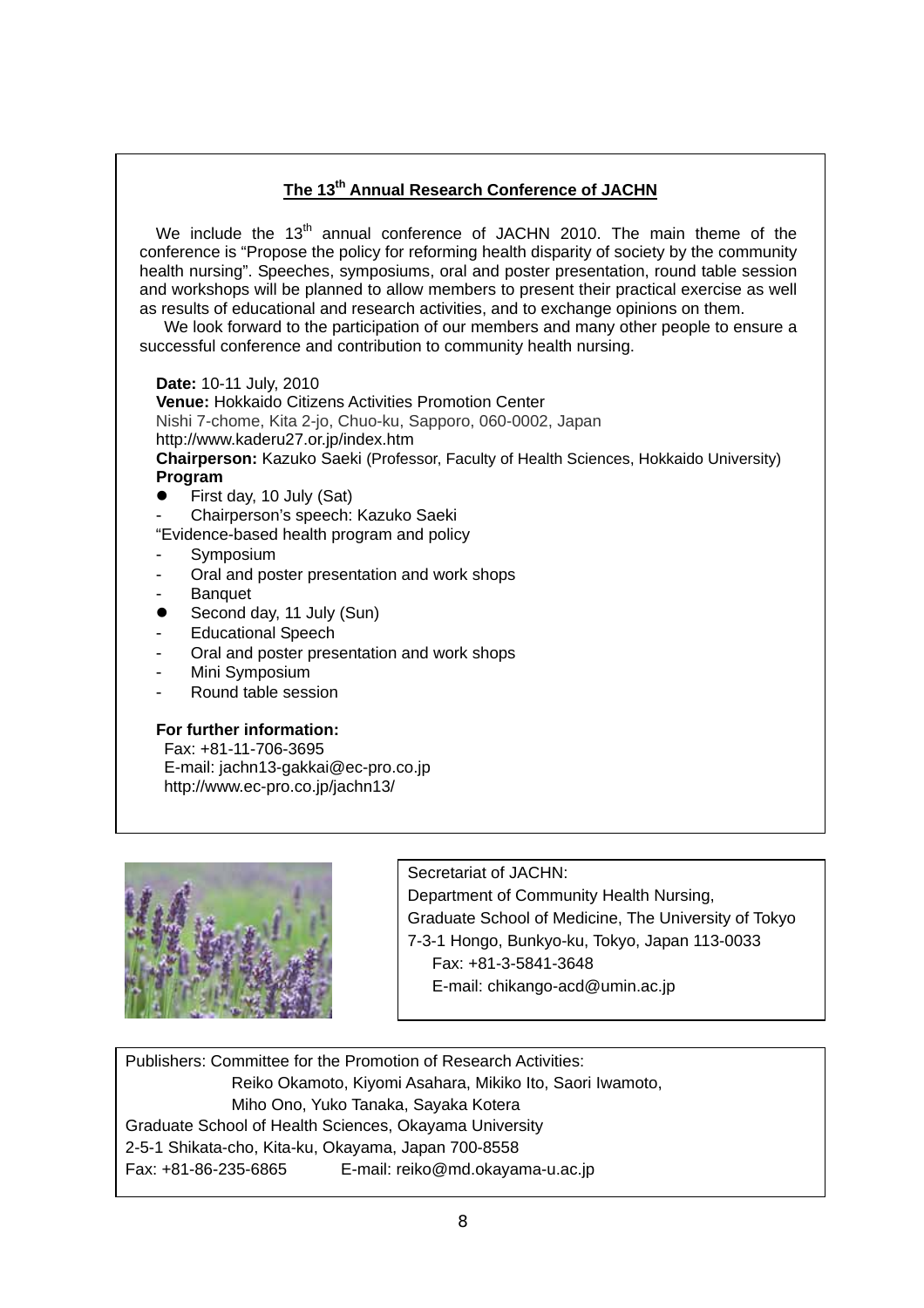## The 13th Annual Research Conference of JACHN

We include the 13th annual conference of JACHN 2010. The main theme of the conference is "Propose the policy for reforming health disparity of society by the community health nursing". Speeches, symposiums, oral and poster presentation, round table session and workshops will be planned to allow members to present their practical exercise as well as results of educational and research activities, and to exchange opinions on them.

We look forward to the participation of our members and many other people to ensure a successful conference and contribution to community health nursing.

**Date:** 10-11 July, 2010
**Venue:** Hokkaido Citizens Activities Promotion Center
Nishi 7-chome, Kita 2-jo, Chuo-ku, Sapporo, 060-0002, Japan
http://www.kaderu27.or.jp/index.htm
**Chairperson:** Kazuko Saeki (Professor, Faculty of Health Sciences, Hokkaido University)
**Program**

- First day, 10 July (Sat)
  - Chairperson's speech: Kazuko Saeki
    "Evidence-based health program and policy
  - Symposium
  - Oral and poster presentation and work shops
  - Banquet
- Second day, 11 July (Sun)
  - Educational Speech
  - Oral and poster presentation and work shops
  - Mini Symposium
  - Round table session

**For further information:**
Fax: +81-11-706-3695
E-mail: jachn13-gakkai@ec-pro.co.jp
http://www.ec-pro.co.jp/jachn13/

Secretariat of JACHN:
Department of Community Health Nursing,
Graduate School of Medicine, The University of Tokyo
7-3-1 Hongo, Bunkyo-ku, Tokyo, Japan 113-0033
Fax: +81-3-5841-3648
E-mail: chikango-acd@umin.ac.jp

Publishers: Committee for the Promotion of Research Activities:
Reiko Okamoto, Kiyomi Asahara, Mikiko Ito, Saori Iwamoto,
Miho Ono, Yuko Tanaka, Sayaka Kotera
Graduate School of Health Sciences, Okayama University
2-5-1 Shikata-cho, Kita-ku, Okayama, Japan 700-8558
Fax: +81-86-235-6865 E-mail: reiko@md.okayama-u.ac.jp